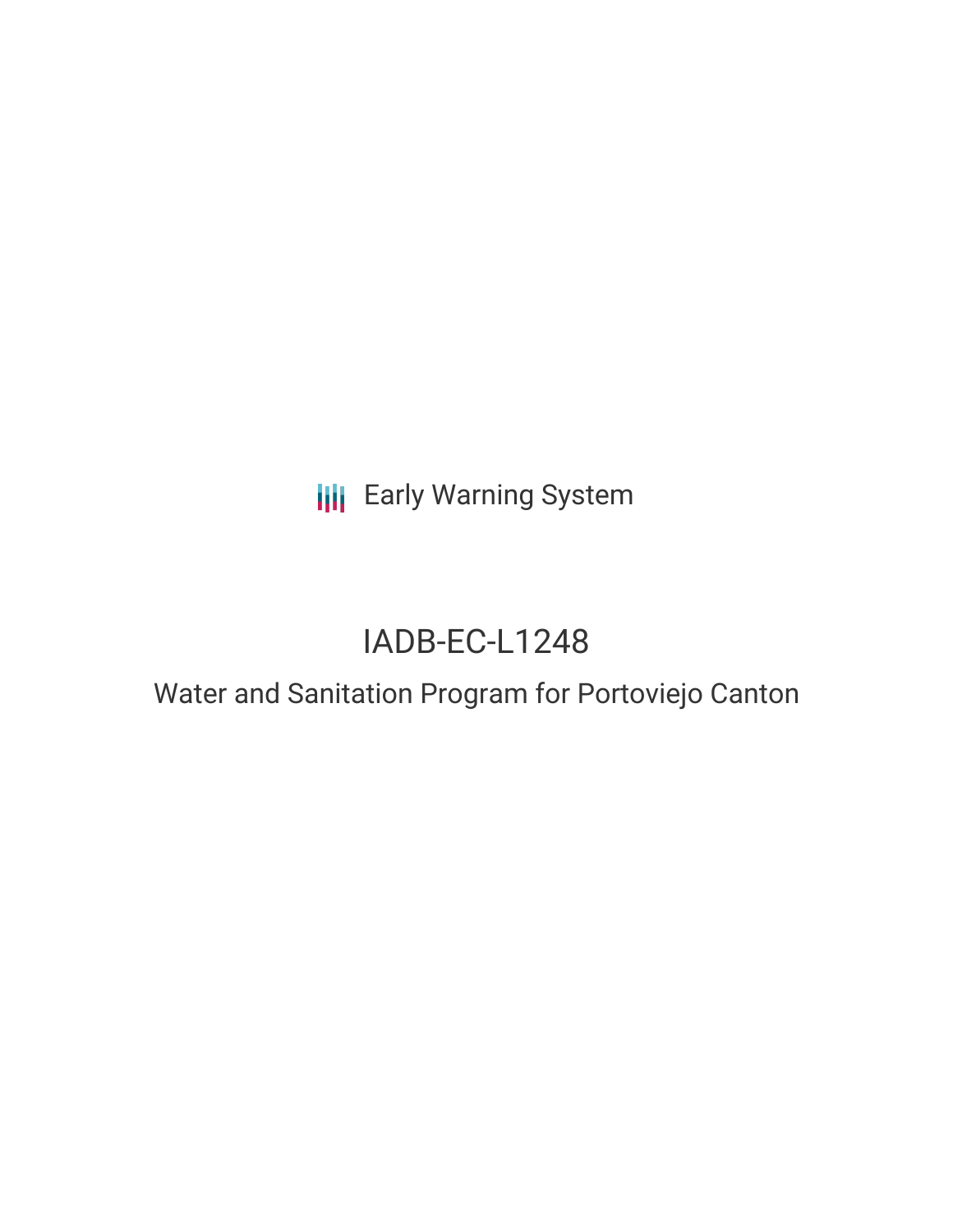Early Warning System

# IADB-EC-L1248

## Water and Sanitation Program for Portoviejo Canton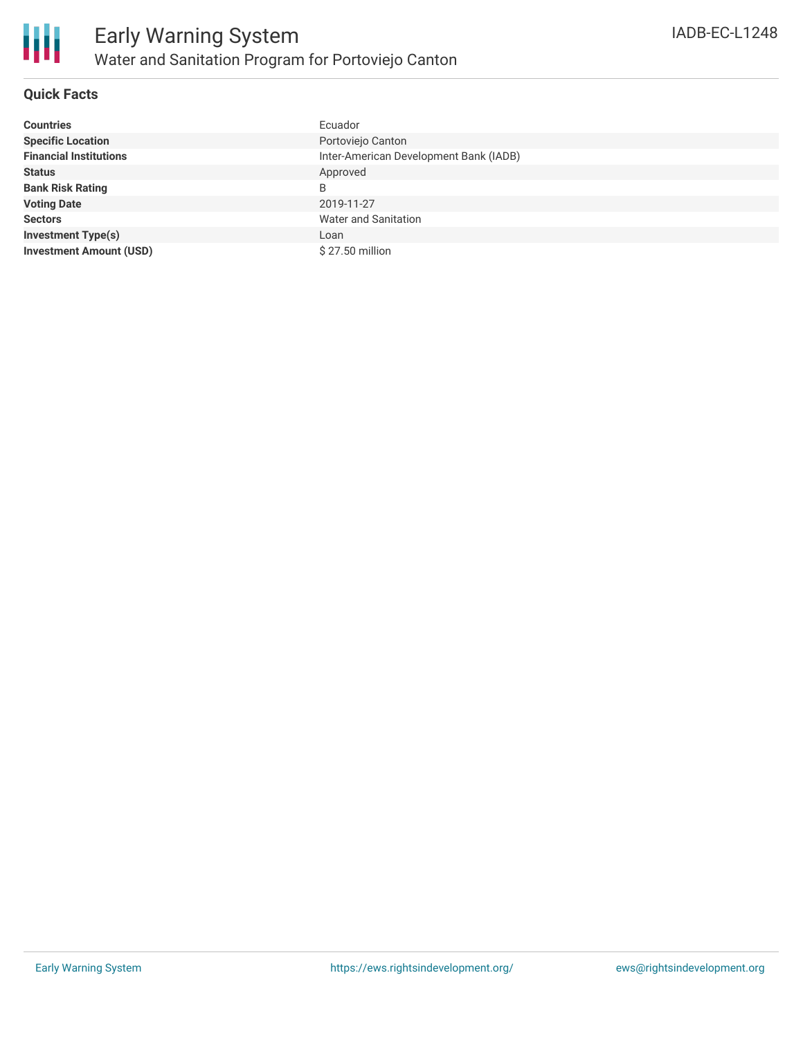# Early Warning System

## Water and Sanitation Program for Portoviejo Canton

IADB-EC-L1248

### Quick Facts

| | |
|---|---|
| **Countries** | Ecuador |
| **Specific Location** | Portoviejo Canton |
| **Financial Institutions** | Inter-American Development Bank (IADB) |
| **Status** | Approved |
| **Bank Risk Rating** | B |
| **Voting Date** | 2019-11-27 |
| **Sectors** | Water and Sanitation |
| **Investment Type(s)** | Loan |
| **Investment Amount (USD)** | $ 27.50 million |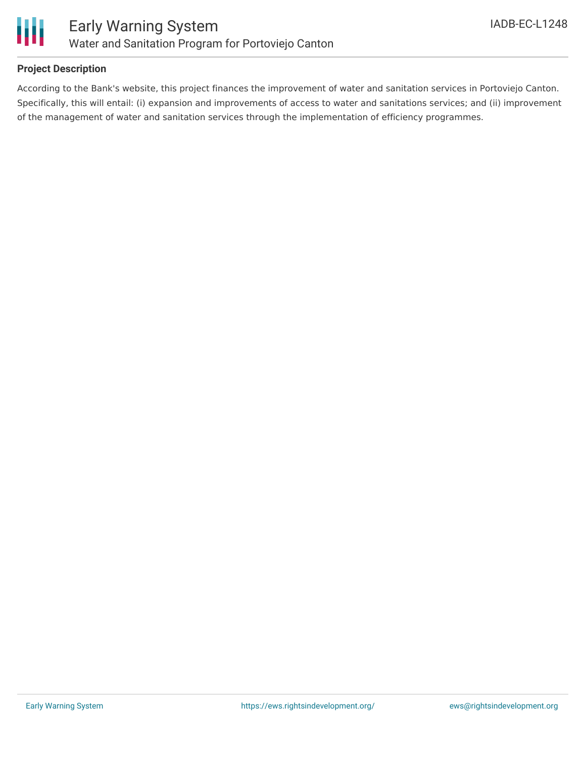### Project Description

According to the Bank's website, this project finances the improvement of water and sanitation services in Portoviejo Canton. Specifically, this will entail: (i) expansion and improvements of access to water and sanitations services; and (ii) improvement of the management of water and sanitation services through the implementation of efficiency programmes.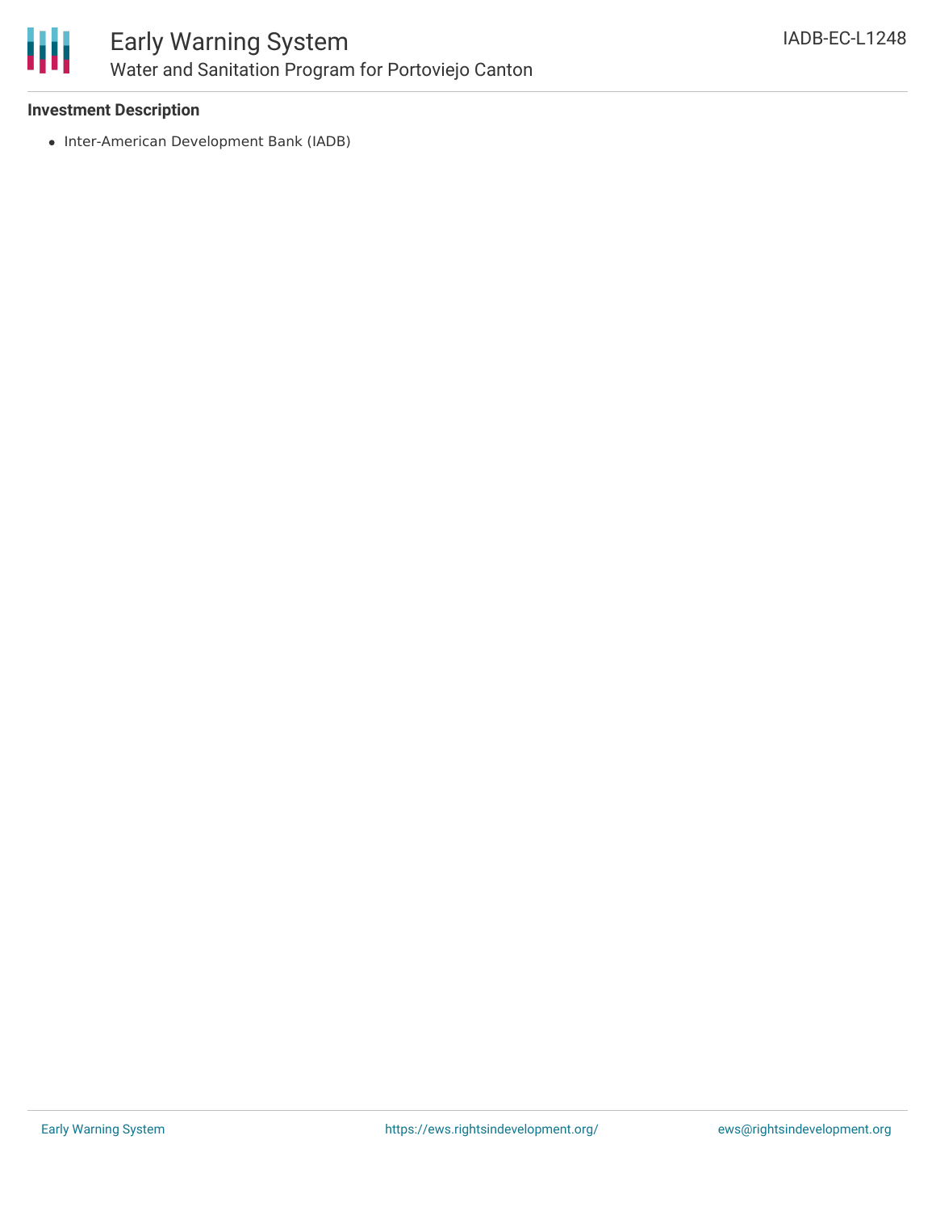**Investment Description**

- Inter-American Development Bank (IADB)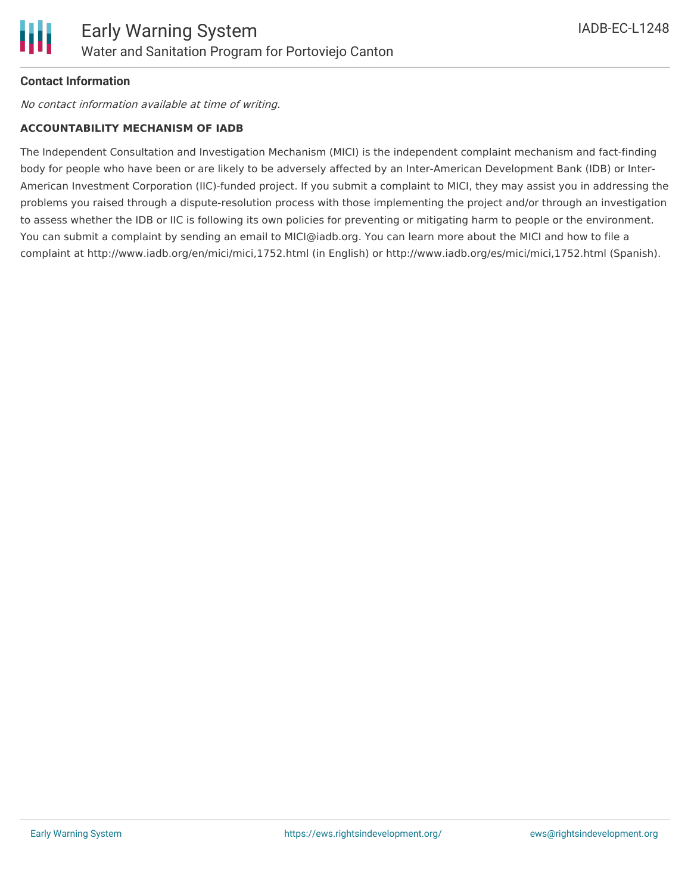**Contact Information**

*No contact information available at time of writing.*

**ACCOUNTABILITY MECHANISM OF IADB**

The Independent Consultation and Investigation Mechanism (MICI) is the independent complaint mechanism and fact-finding body for people who have been or are likely to be adversely affected by an Inter-American Development Bank (IDB) or Inter-American Investment Corporation (IIC)-funded project. If you submit a complaint to MICI, they may assist you in addressing the problems you raised through a dispute-resolution process with those implementing the project and/or through an investigation to assess whether the IDB or IIC is following its own policies for preventing or mitigating harm to people or the environment. You can submit a complaint by sending an email to MICI@iadb.org. You can learn more about the MICI and how to file a complaint at http://www.iadb.org/en/mici/mici,1752.html (in English) or http://www.iadb.org/es/mici/mici,1752.html (Spanish).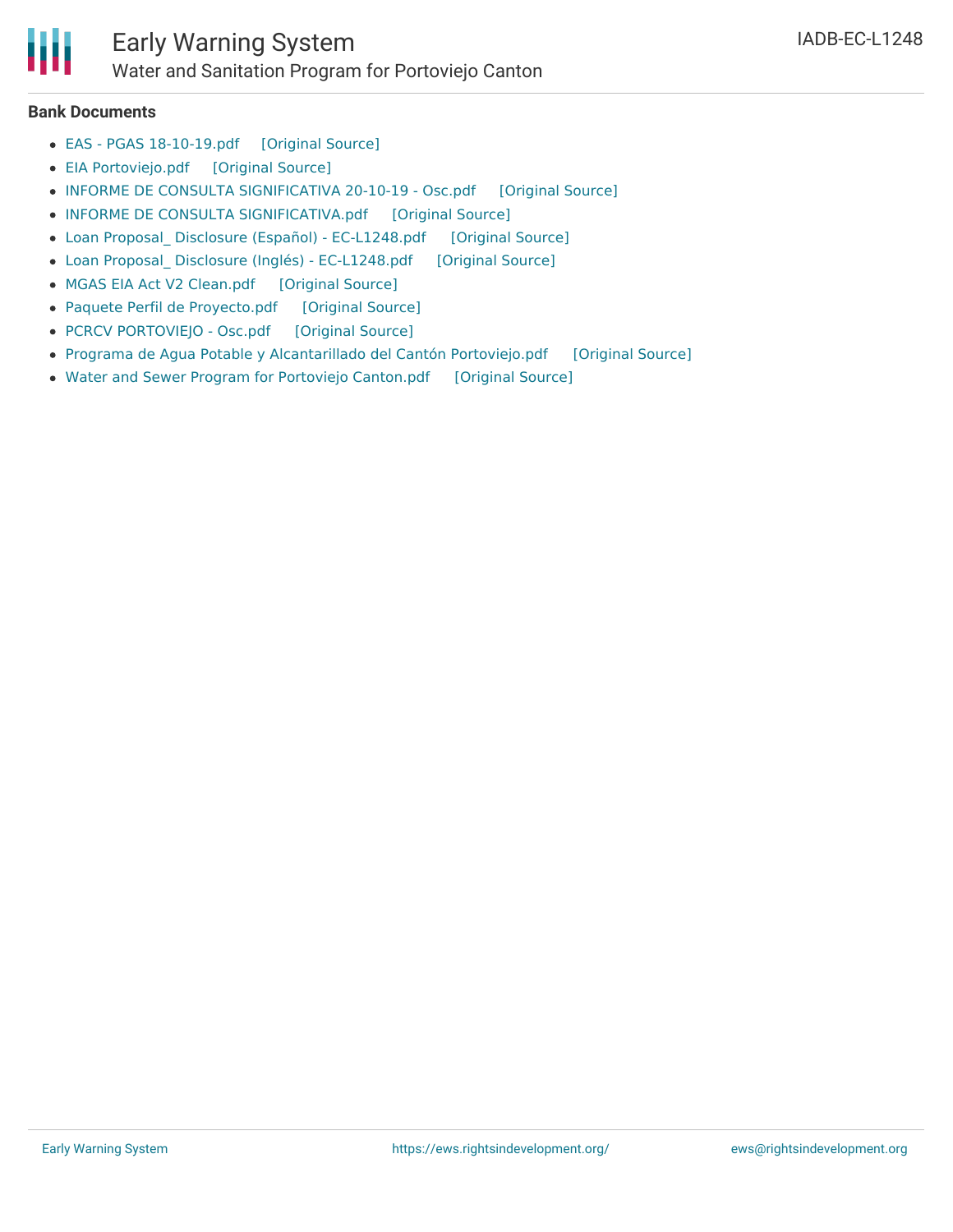**Bank Documents**

- EAS - PGAS 18-10-19.pdf [Original Source]
- EIA Portoviejo.pdf [Original Source]
- INFORME DE CONSULTA SIGNIFICATIVA 20-10-19 - Osc.pdf [Original Source]
- INFORME DE CONSULTA SIGNIFICATIVA.pdf [Original Source]
- Loan Proposal_ Disclosure (Español) - EC-L1248.pdf [Original Source]
- Loan Proposal_ Disclosure (Inglés) - EC-L1248.pdf [Original Source]
- MGAS EIA Act V2 Clean.pdf [Original Source]
- Paquete Perfil de Proyecto.pdf [Original Source]
- PCRCV PORTOVIEJO - Osc.pdf [Original Source]
- Programa de Agua Potable y Alcantarillado del Cantón Portoviejo.pdf [Original Source]
- Water and Sewer Program for Portoviejo Canton.pdf [Original Source]